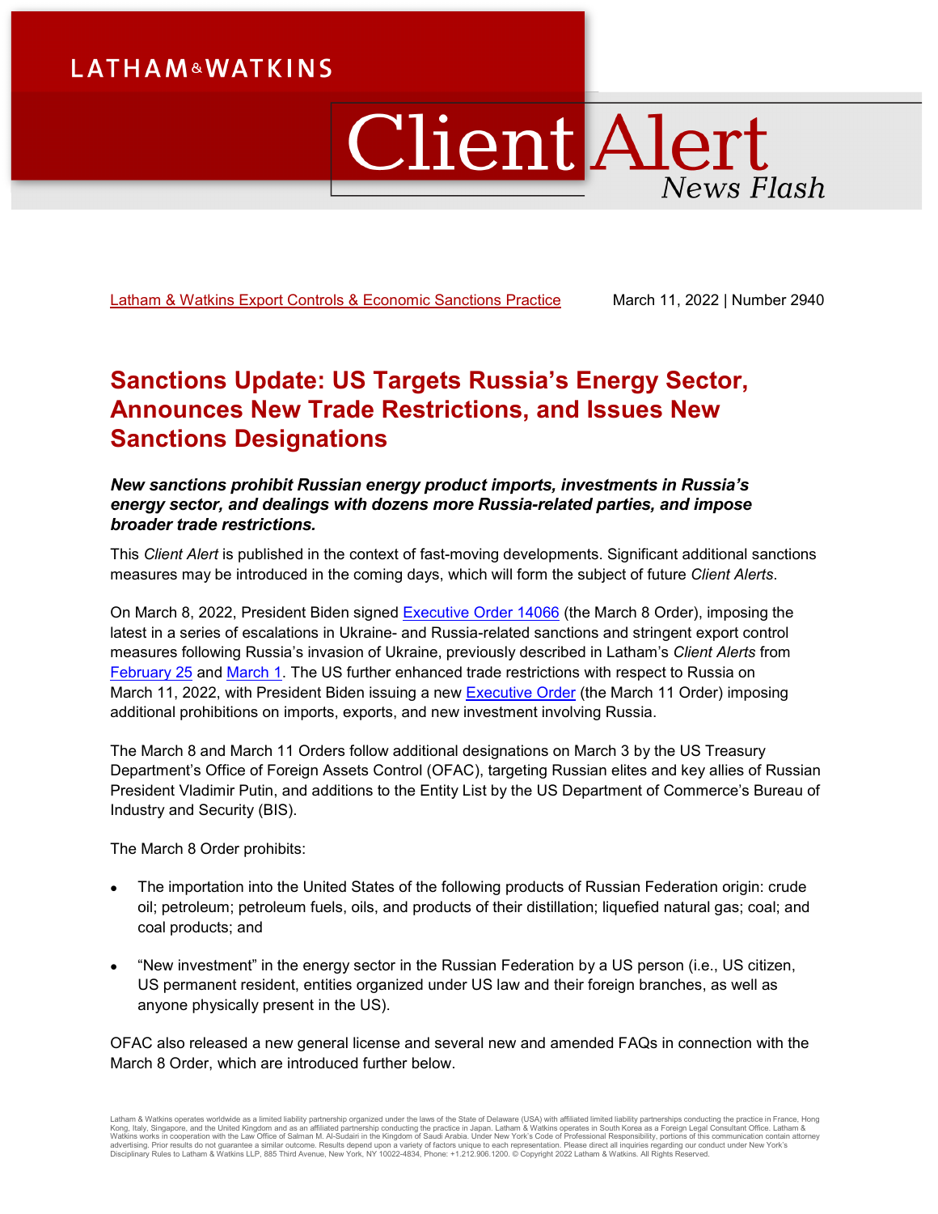LATHAM & WATKINS

# Client Alert

*News Flash*

Latham & Watkins Export Controls & Economic Sanctions Practice | March 11, 2022 | Number 2940

## Sanctions Update: US Targets Russia's Energy Sector, Announces New Trade Restrictions, and Issues New Sanctions Designations

***New sanctions prohibit Russian energy product imports, investments in Russia's energy sector, and dealings with dozens more Russia-related parties, and impose broader trade restrictions.***

This *Client Alert* is published in the context of fast-moving developments. Significant additional sanctions measures may be introduced in the coming days, which will form the subject of future *Client Alerts*.

On March 8, 2022, President Biden signed Executive Order 14066 (the March 8 Order), imposing the latest in a series of escalations in Ukraine- and Russia-related sanctions and stringent export control measures following Russia's invasion of Ukraine, previously described in Latham's *Client Alerts* from February 25 and March 1. The US further enhanced trade restrictions with respect to Russia on March 11, 2022, with President Biden issuing a new Executive Order (the March 11 Order) imposing additional prohibitions on imports, exports, and new investment involving Russia.

The March 8 and March 11 Orders follow additional designations on March 3 by the US Treasury Department's Office of Foreign Assets Control (OFAC), targeting Russian elites and key allies of Russian President Vladimir Putin, and additions to the Entity List by the US Department of Commerce's Bureau of Industry and Security (BIS).

The March 8 Order prohibits:

- The importation into the United States of the following products of Russian Federation origin: crude oil; petroleum; petroleum fuels, oils, and products of their distillation; liquefied natural gas; coal; and coal products; and
- "New investment" in the energy sector in the Russian Federation by a US person (i.e., US citizen, US permanent resident, entities organized under US law and their foreign branches, as well as anyone physically present in the US).

OFAC also released a new general license and several new and amended FAQs in connection with the March 8 Order, which are introduced further below.

Latham & Watkins operates worldwide as a limited liability partnership organized under the laws of the State of Delaware (USA) with affiliated limited liability partnerships conducting the practice in France, Hong Kong, Italy, Singapore, and the United Kingdom and as an affiliated partnership conducting the practice in Japan. Latham & Watkins operates in South Korea as a Foreign Legal Consultant Office. Latham & Watkins works in cooperation with the Law Office of Salman M. Al-Sudairi in the Kingdom of Saudi Arabia. Under New York's Code of Professional Responsibility, portions of this communication contain attorney advertising. Prior results do not guarantee a similar outcome. Results depend upon a variety of factors unique to each representation. Please direct all inquiries regarding our conduct under New York's Disciplinary Rules to Latham & Watkins LLP, 885 Third Avenue, New York, NY 10022-4834, Phone: +1.212.906.1200. © Copyright 2022 Latham & Watkins. All Rights Reserved.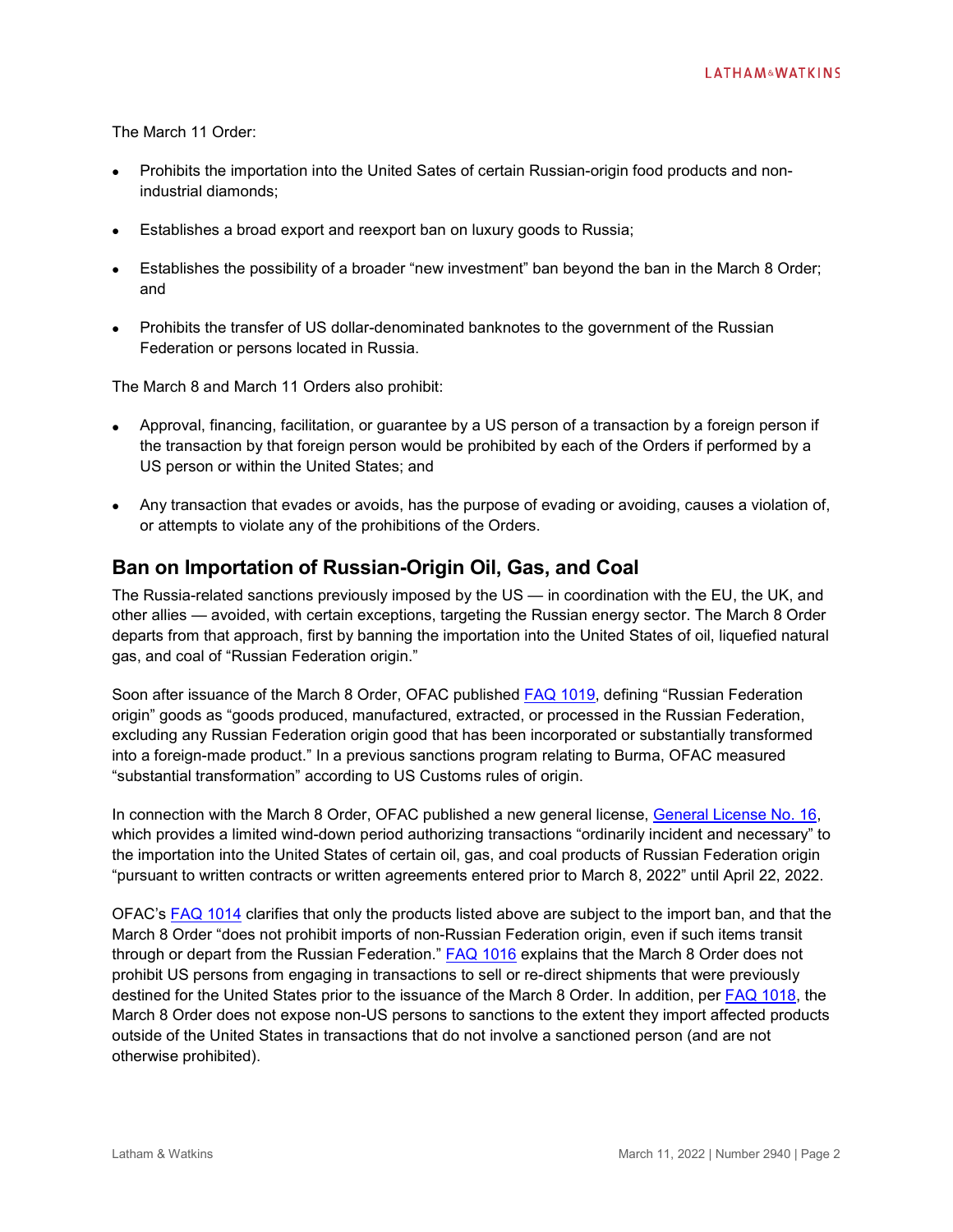The March 11 Order:

- Prohibits the importation into the United Sates of certain Russian-origin food products and non-industrial diamonds;
- Establishes a broad export and reexport ban on luxury goods to Russia;
- Establishes the possibility of a broader "new investment" ban beyond the ban in the March 8 Order; and
- Prohibits the transfer of US dollar-denominated banknotes to the government of the Russian Federation or persons located in Russia.

The March 8 and March 11 Orders also prohibit:

- Approval, financing, facilitation, or guarantee by a US person of a transaction by a foreign person if the transaction by that foreign person would be prohibited by each of the Orders if performed by a US person or within the United States; and
- Any transaction that evades or avoids, has the purpose of evading or avoiding, causes a violation of, or attempts to violate any of the prohibitions of the Orders.

## Ban on Importation of Russian-Origin Oil, Gas, and Coal

The Russia-related sanctions previously imposed by the US — in coordination with the EU, the UK, and other allies — avoided, with certain exceptions, targeting the Russian energy sector. The March 8 Order departs from that approach, first by banning the importation into the United States of oil, liquefied natural gas, and coal of "Russian Federation origin."

Soon after issuance of the March 8 Order, OFAC published FAQ 1019, defining "Russian Federation origin" goods as "goods produced, manufactured, extracted, or processed in the Russian Federation, excluding any Russian Federation origin good that has been incorporated or substantially transformed into a foreign-made product." In a previous sanctions program relating to Burma, OFAC measured "substantial transformation" according to US Customs rules of origin.

In connection with the March 8 Order, OFAC published a new general license, General License No. 16, which provides a limited wind-down period authorizing transactions "ordinarily incident and necessary" to the importation into the United States of certain oil, gas, and coal products of Russian Federation origin "pursuant to written contracts or written agreements entered prior to March 8, 2022" until April 22, 2022.

OFAC's FAQ 1014 clarifies that only the products listed above are subject to the import ban, and that the March 8 Order "does not prohibit imports of non-Russian Federation origin, even if such items transit through or depart from the Russian Federation." FAQ 1016 explains that the March 8 Order does not prohibit US persons from engaging in transactions to sell or re-direct shipments that were previously destined for the United States prior to the issuance of the March 8 Order. In addition, per FAQ 1018, the March 8 Order does not expose non-US persons to sanctions to the extent they import affected products outside of the United States in transactions that do not involve a sanctioned person (and are not otherwise prohibited).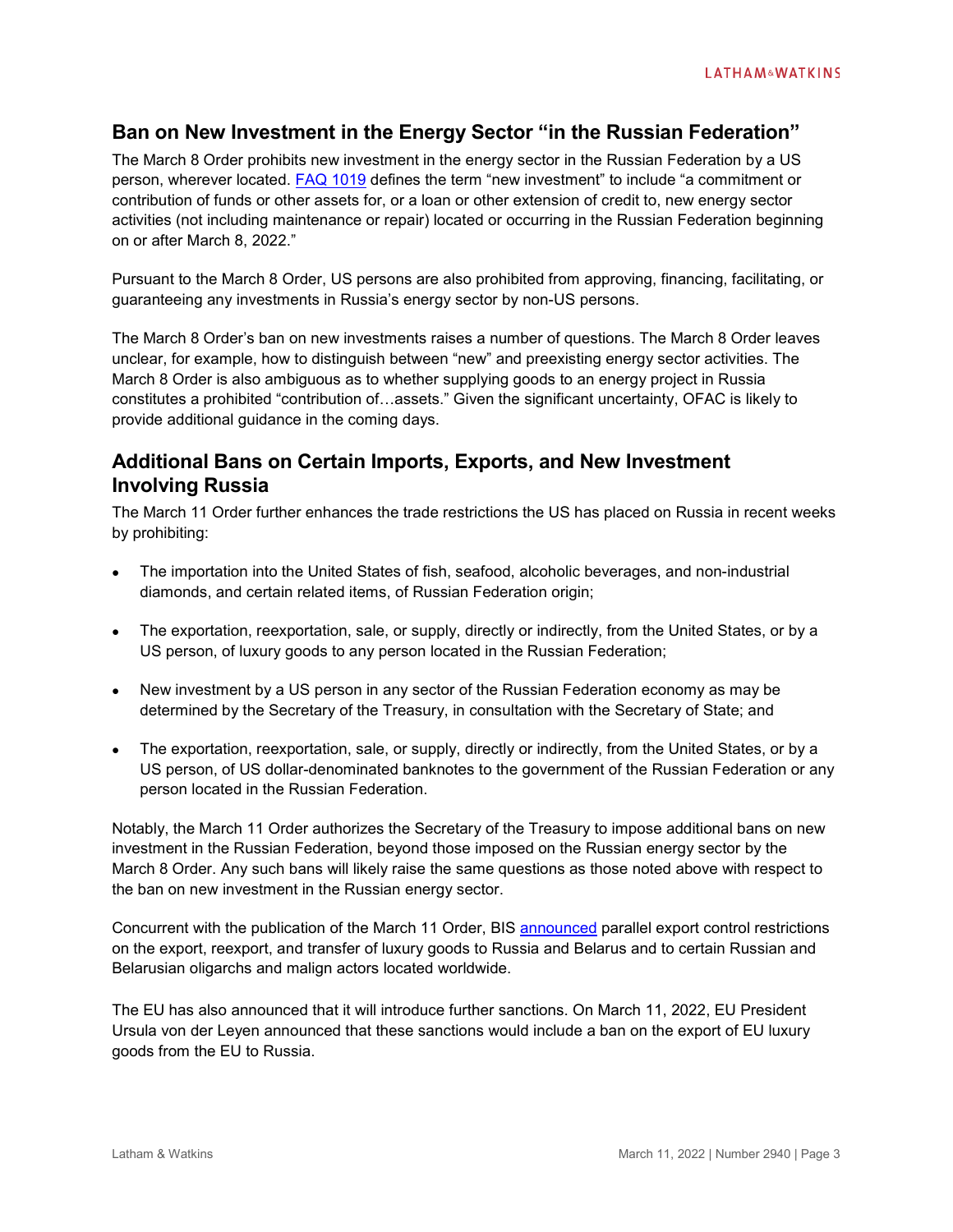## Ban on New Investment in the Energy Sector "in the Russian Federation"

The March 8 Order prohibits new investment in the energy sector in the Russian Federation by a US person, wherever located. FAQ 1019 defines the term "new investment" to include "a commitment or contribution of funds or other assets for, or a loan or other extension of credit to, new energy sector activities (not including maintenance or repair) located or occurring in the Russian Federation beginning on or after March 8, 2022."

Pursuant to the March 8 Order, US persons are also prohibited from approving, financing, facilitating, or guaranteeing any investments in Russia's energy sector by non-US persons.

The March 8 Order's ban on new investments raises a number of questions. The March 8 Order leaves unclear, for example, how to distinguish between "new" and preexisting energy sector activities. The March 8 Order is also ambiguous as to whether supplying goods to an energy project in Russia constitutes a prohibited "contribution of…assets." Given the significant uncertainty, OFAC is likely to provide additional guidance in the coming days.

## Additional Bans on Certain Imports, Exports, and New Investment Involving Russia

The March 11 Order further enhances the trade restrictions the US has placed on Russia in recent weeks by prohibiting:

- The importation into the United States of fish, seafood, alcoholic beverages, and non-industrial diamonds, and certain related items, of Russian Federation origin;
- The exportation, reexportation, sale, or supply, directly or indirectly, from the United States, or by a US person, of luxury goods to any person located in the Russian Federation;
- New investment by a US person in any sector of the Russian Federation economy as may be determined by the Secretary of the Treasury, in consultation with the Secretary of State; and
- The exportation, reexportation, sale, or supply, directly or indirectly, from the United States, or by a US person, of US dollar-denominated banknotes to the government of the Russian Federation or any person located in the Russian Federation.

Notably, the March 11 Order authorizes the Secretary of the Treasury to impose additional bans on new investment in the Russian Federation, beyond those imposed on the Russian energy sector by the March 8 Order. Any such bans will likely raise the same questions as those noted above with respect to the ban on new investment in the Russian energy sector.

Concurrent with the publication of the March 11 Order, BIS announced parallel export control restrictions on the export, reexport, and transfer of luxury goods to Russia and Belarus and to certain Russian and Belarusian oligarchs and malign actors located worldwide.

The EU has also announced that it will introduce further sanctions. On March 11, 2022, EU President Ursula von der Leyen announced that these sanctions would include a ban on the export of EU luxury goods from the EU to Russia.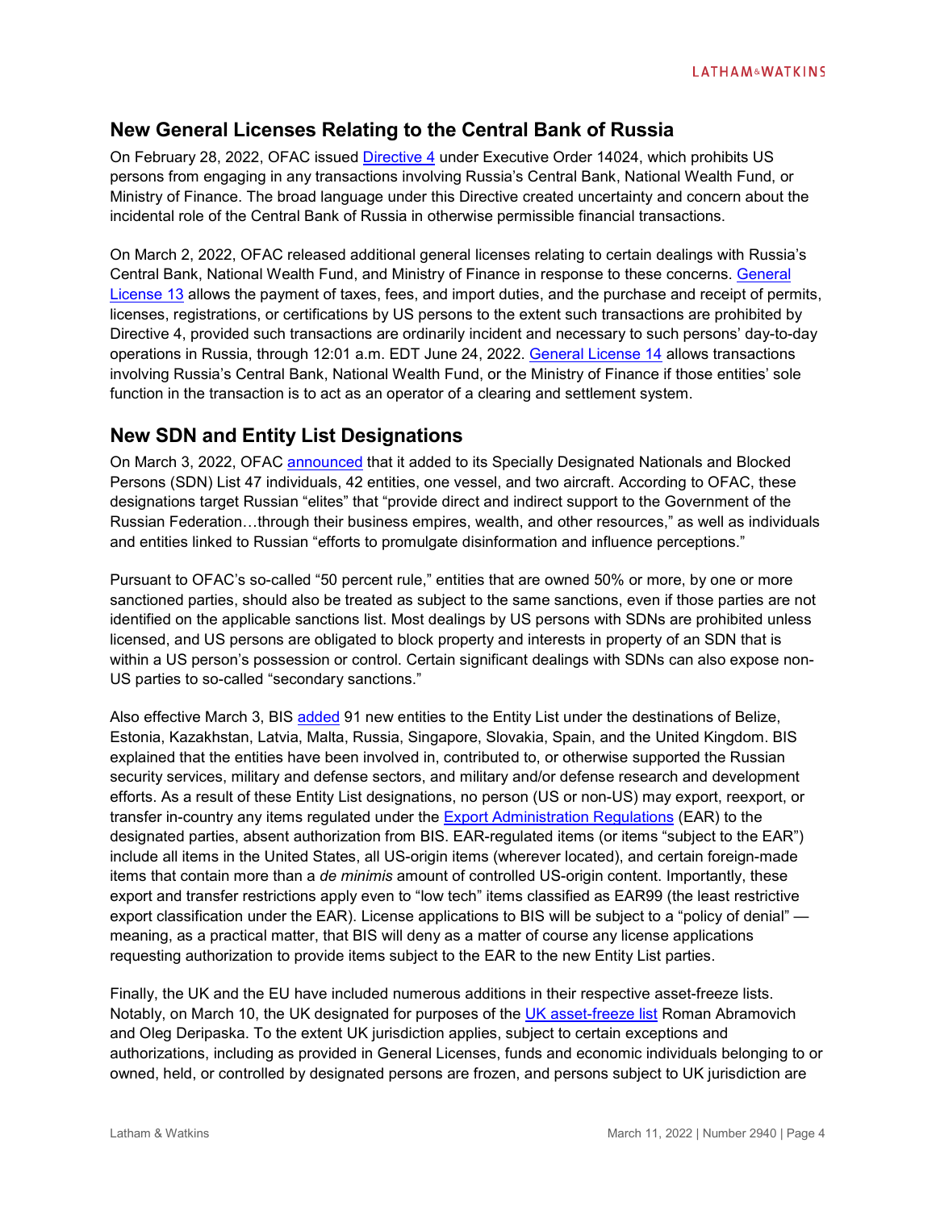## New General Licenses Relating to the Central Bank of Russia

On February 28, 2022, OFAC issued Directive 4 under Executive Order 14024, which prohibits US persons from engaging in any transactions involving Russia's Central Bank, National Wealth Fund, or Ministry of Finance. The broad language under this Directive created uncertainty and concern about the incidental role of the Central Bank of Russia in otherwise permissible financial transactions.

On March 2, 2022, OFAC released additional general licenses relating to certain dealings with Russia's Central Bank, National Wealth Fund, and Ministry of Finance in response to these concerns. General License 13 allows the payment of taxes, fees, and import duties, and the purchase and receipt of permits, licenses, registrations, or certifications by US persons to the extent such transactions are prohibited by Directive 4, provided such transactions are ordinarily incident and necessary to such persons' day-to-day operations in Russia, through 12:01 a.m. EDT June 24, 2022. General License 14 allows transactions involving Russia's Central Bank, National Wealth Fund, or the Ministry of Finance if those entities' sole function in the transaction is to act as an operator of a clearing and settlement system.

## New SDN and Entity List Designations

On March 3, 2022, OFAC announced that it added to its Specially Designated Nationals and Blocked Persons (SDN) List 47 individuals, 42 entities, one vessel, and two aircraft. According to OFAC, these designations target Russian "elites" that "provide direct and indirect support to the Government of the Russian Federation…through their business empires, wealth, and other resources," as well as individuals and entities linked to Russian "efforts to promulgate disinformation and influence perceptions."

Pursuant to OFAC's so-called "50 percent rule," entities that are owned 50% or more, by one or more sanctioned parties, should also be treated as subject to the same sanctions, even if those parties are not identified on the applicable sanctions list. Most dealings by US persons with SDNs are prohibited unless licensed, and US persons are obligated to block property and interests in property of an SDN that is within a US person's possession or control. Certain significant dealings with SDNs can also expose non-US parties to so-called "secondary sanctions."

Also effective March 3, BIS added 91 new entities to the Entity List under the destinations of Belize, Estonia, Kazakhstan, Latvia, Malta, Russia, Singapore, Slovakia, Spain, and the United Kingdom. BIS explained that the entities have been involved in, contributed to, or otherwise supported the Russian security services, military and defense sectors, and military and/or defense research and development efforts. As a result of these Entity List designations, no person (US or non-US) may export, reexport, or transfer in-country any items regulated under the Export Administration Regulations (EAR) to the designated parties, absent authorization from BIS. EAR-regulated items (or items "subject to the EAR") include all items in the United States, all US-origin items (wherever located), and certain foreign-made items that contain more than a *de minimis* amount of controlled US-origin content. Importantly, these export and transfer restrictions apply even to "low tech" items classified as EAR99 (the least restrictive export classification under the EAR). License applications to BIS will be subject to a "policy of denial" — meaning, as a practical matter, that BIS will deny as a matter of course any license applications requesting authorization to provide items subject to the EAR to the new Entity List parties.

Finally, the UK and the EU have included numerous additions in their respective asset-freeze lists. Notably, on March 10, the UK designated for purposes of the UK asset-freeze list Roman Abramovich and Oleg Deripaska. To the extent UK jurisdiction applies, subject to certain exceptions and authorizations, including as provided in General Licenses, funds and economic individuals belonging to or owned, held, or controlled by designated persons are frozen, and persons subject to UK jurisdiction are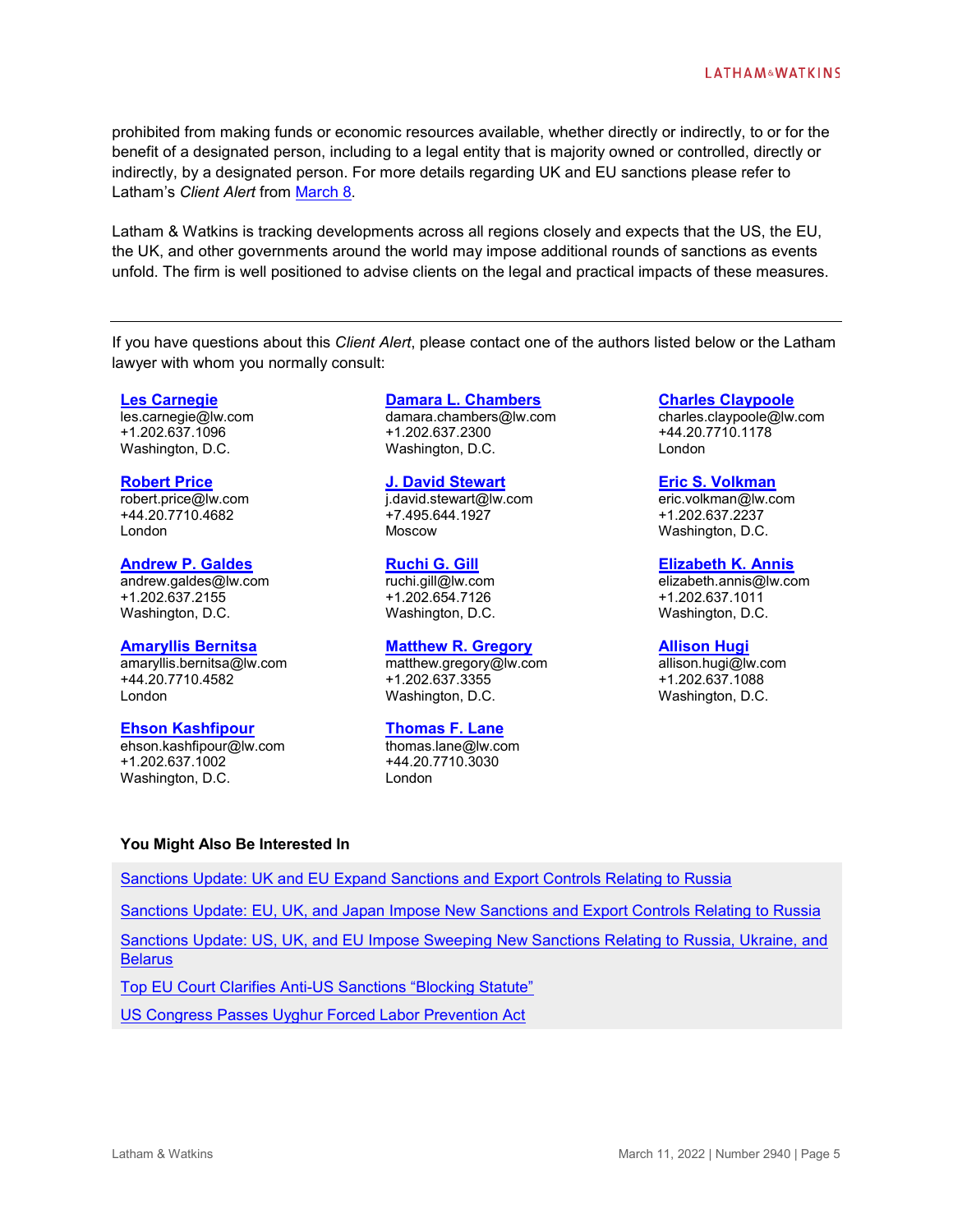prohibited from making funds or economic resources available, whether directly or indirectly, to or for the benefit of a designated person, including to a legal entity that is majority owned or controlled, directly or indirectly, by a designated person. For more details regarding UK and EU sanctions please refer to Latham's *Client Alert* from March 8.

Latham & Watkins is tracking developments across all regions closely and expects that the US, the EU, the UK, and other governments around the world may impose additional rounds of sanctions as events unfold. The firm is well positioned to advise clients on the legal and practical impacts of these measures.

---

If you have questions about this *Client Alert*, please contact one of the authors listed below or the Latham lawyer with whom you normally consult:

**Les Carnegie**
les.carnegie@lw.com
+1.202.637.1096
Washington, D.C.

**Damara L. Chambers**
damara.chambers@lw.com
+1.202.637.2300
Washington, D.C.

**Charles Claypoole**
charles.claypoole@lw.com
+44.20.7710.1178
London

**Robert Price**
robert.price@lw.com
+44.20.7710.4682
London

**J. David Stewart**
j.david.stewart@lw.com
+7.495.644.1927
Moscow

**Eric S. Volkman**
eric.volkman@lw.com
+1.202.637.2237
Washington, D.C.

**Andrew P. Galdes**
andrew.galdes@lw.com
+1.202.637.2155
Washington, D.C.

**Ruchi G. Gill**
ruchi.gill@lw.com
+1.202.654.7126
Washington, D.C.

**Elizabeth K. Annis**
elizabeth.annis@lw.com
+1.202.637.1011
Washington, D.C.

**Amaryllis Bernitsa**
amaryllis.bernitsa@lw.com
+44.20.7710.4582
London

**Matthew R. Gregory**
matthew.gregory@lw.com
+1.202.637.3355
Washington, D.C.

**Allison Hugi**
allison.hugi@lw.com
+1.202.637.1088
Washington, D.C.

**Ehson Kashfipour**
ehson.kashfipour@lw.com
+1.202.637.1002
Washington, D.C.

**Thomas F. Lane**
thomas.lane@lw.com
+44.20.7710.3030
London

**You Might Also Be Interested In**

Sanctions Update: UK and EU Expand Sanctions and Export Controls Relating to Russia

Sanctions Update: EU, UK, and Japan Impose New Sanctions and Export Controls Relating to Russia

Sanctions Update: US, UK, and EU Impose Sweeping New Sanctions Relating to Russia, Ukraine, and Belarus

Top EU Court Clarifies Anti-US Sanctions "Blocking Statute"

US Congress Passes Uyghur Forced Labor Prevention Act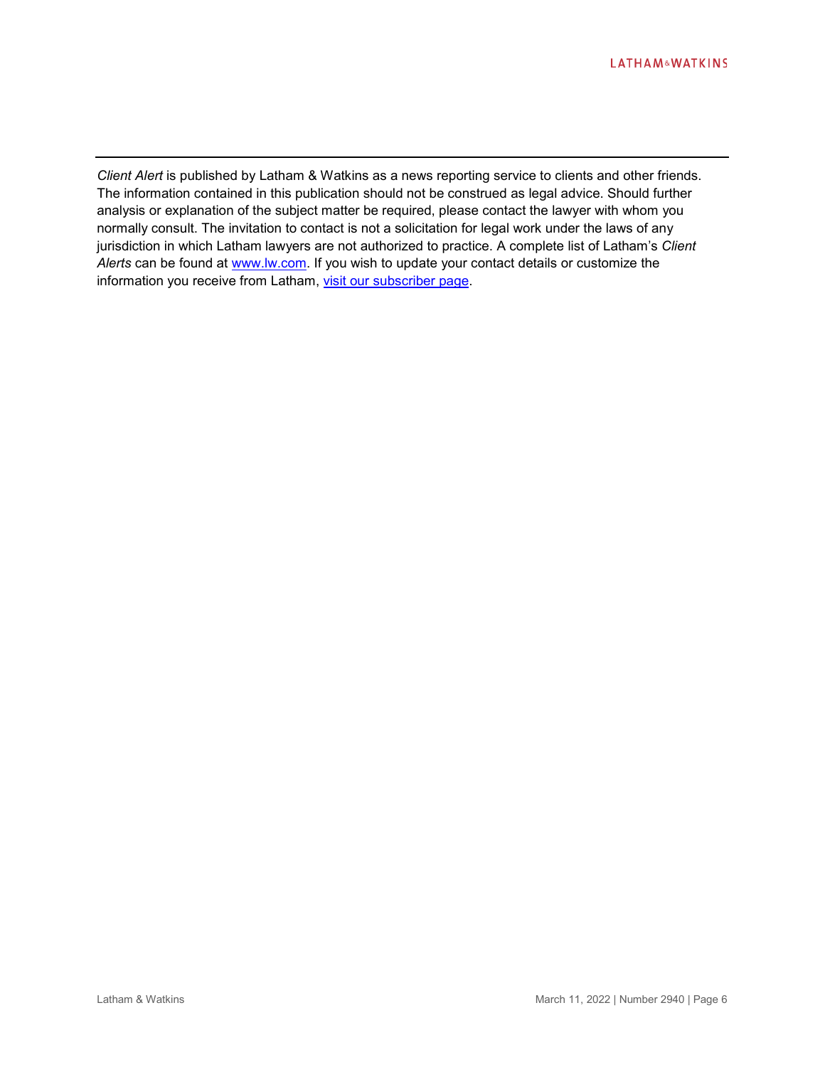*Client Alert* is published by Latham & Watkins as a news reporting service to clients and other friends. The information contained in this publication should not be construed as legal advice. Should further analysis or explanation of the subject matter be required, please contact the lawyer with whom you normally consult. The invitation to contact is not a solicitation for legal work under the laws of any jurisdiction in which Latham lawyers are not authorized to practice. A complete list of Latham's *Client Alerts* can be found at [www.lw.com](http://www.lw.com). If you wish to update your contact details or customize the information you receive from Latham, [visit our subscriber page](#).